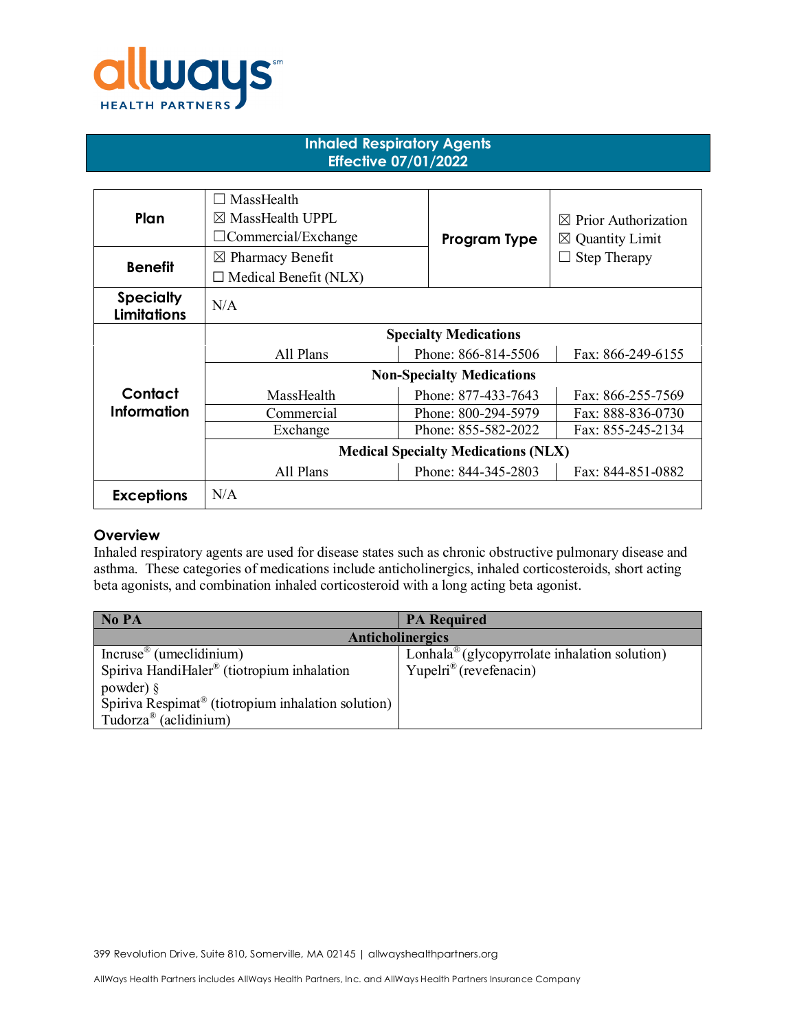allways HEALTH PARTNERS

# Inhaled Respiratory Agents
## Effective 07/01/2022

| Plan | ☐ MassHealth<br>☒ MassHealth UPPL<br>☐Commercial/Exchange | Program Type | ☒ Prior Authorization<br>☒ Quantity Limit<br>☐ Step Therapy |
|---|---|---|---|
| Benefit | ☒ Pharmacy Benefit<br>☐ Medical Benefit (NLX) | | |
| Specialty Limitations | N/A | | |
| Contact Information | **Specialty Medications** | | |
| | All Plans | Phone: 866-814-5506 | Fax: 866-249-6155 |
| | **Non-Specialty Medications** | | |
| | MassHealth | Phone: 877-433-7643 | Fax: 866-255-7569 |
| | Commercial | Phone: 800-294-5979 | Fax: 888-836-0730 |
| | Exchange | Phone: 855-582-2022 | Fax: 855-245-2134 |
| | **Medical Specialty Medications (NLX)** | | |
| | All Plans | Phone: 844-345-2803 | Fax: 844-851-0882 |
| Exceptions | N/A | | |

## Overview

Inhaled respiratory agents are used for disease states such as chronic obstructive pulmonary disease and asthma. These categories of medications include anticholinergics, inhaled corticosteroids, short acting beta agonists, and combination inhaled corticosteroid with a long acting beta agonist.

| No PA | PA Required |
|---|---|
| **Anticholinergics** | |
| Incruse® (umeclidinium)<br>Spiriva HandiHaler® (tiotropium inhalation powder) §<br>Spiriva Respimat® (tiotropium inhalation solution)<br>Tudorza® (aclidinium) | Lonhala® (glycopyrrolate inhalation solution)<br>Yupelri® (revefenacin) |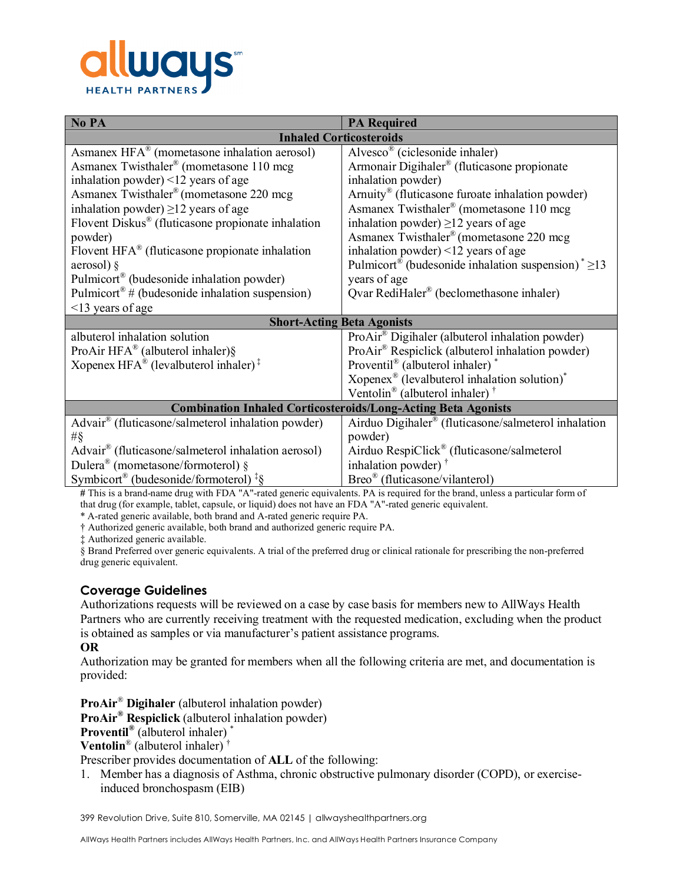| No PA | PA Required |
|---|---|
| **Inhaled Corticosteroids** | |
| Asmanex HFA® (mometasone inhalation aerosol)<br>Asmanex Twisthaler® (mometasone 110 mcg inhalation powder) <12 years of age<br>Asmanex Twisthaler® (mometasone 220 mcg inhalation powder) ≥12 years of age<br>Flovent Diskus® (fluticasone propionate inhalation powder)<br>Flovent HFA® (fluticasone propionate inhalation aerosol) §<br>Pulmicort® (budesonide inhalation powder)<br>Pulmicort® # (budesonide inhalation suspension) <13 years of age | Alvesco® (ciclesonide inhaler)<br>Armonair Digihaler® (fluticasone propionate inhalation powder)<br>Arnuity® (fluticasone furoate inhalation powder)<br>Asmanex Twisthaler® (mometasone 110 mcg inhalation powder) ≥12 years of age<br>Asmanex Twisthaler® (mometasone 220 mcg inhalation powder) <12 years of age<br>Pulmicort® (budesonide inhalation suspension) * ≥13 years of age<br>Qvar RediHaler® (beclomethasone inhaler) |
| **Short-Acting Beta Agonists** | |
| albuterol inhalation solution<br>ProAir HFA® (albuterol inhaler)§<br>Xopenex HFA® (levalbuterol inhaler) ‡ | ProAir® Digihaler (albuterol inhalation powder)<br>ProAir® Respiclick (albuterol inhalation powder)<br>Proventil® (albuterol inhaler) *<br>Xopenex® (levalbuterol inhalation solution)*<br>Ventolin® (albuterol inhaler) † |
| **Combination Inhaled Corticosteroids/Long-Acting Beta Agonists** | |
| Advair® (fluticasone/salmeterol inhalation powder) #§<br>Advair® (fluticasone/salmeterol inhalation aerosol)<br>Dulera® (mometasone/formoterol) §<br>Symbicort® (budesonide/formoterol) ‡§ | Airduo Digihaler® (fluticasone/salmeterol inhalation powder)<br>Airduo RespiClick® (fluticasone/salmeterol inhalation powder) †<br>Breo® (fluticasone/vilanterol) |

# This is a brand-name drug with FDA "A"-rated generic equivalents. PA is required for the brand, unless a particular form of that drug (for example, tablet, capsule, or liquid) does not have an FDA "A"-rated generic equivalent.
* A-rated generic available, both brand and A-rated generic require PA.
† Authorized generic available, both brand and authorized generic require PA.
‡ Authorized generic available.
§ Brand Preferred over generic equivalents. A trial of the preferred drug or clinical rationale for prescribing the non-preferred drug generic equivalent.

## Coverage Guidelines

Authorizations requests will be reviewed on a case by case basis for members new to AllWays Health Partners who are currently receiving treatment with the requested medication, excluding when the product is obtained as samples or via manufacturer's patient assistance programs.

**OR**

Authorization may be granted for members when all the following criteria are met, and documentation is provided:

**ProAir® Digihaler** (albuterol inhalation powder)
**ProAir® Respiclick** (albuterol inhalation powder)
**Proventil®** (albuterol inhaler) *
**Ventolin®** (albuterol inhaler) †

Prescriber provides documentation of **ALL** of the following:

1. Member has a diagnosis of Asthma, chronic obstructive pulmonary disorder (COPD), or exercise-induced bronchospasm (EIB)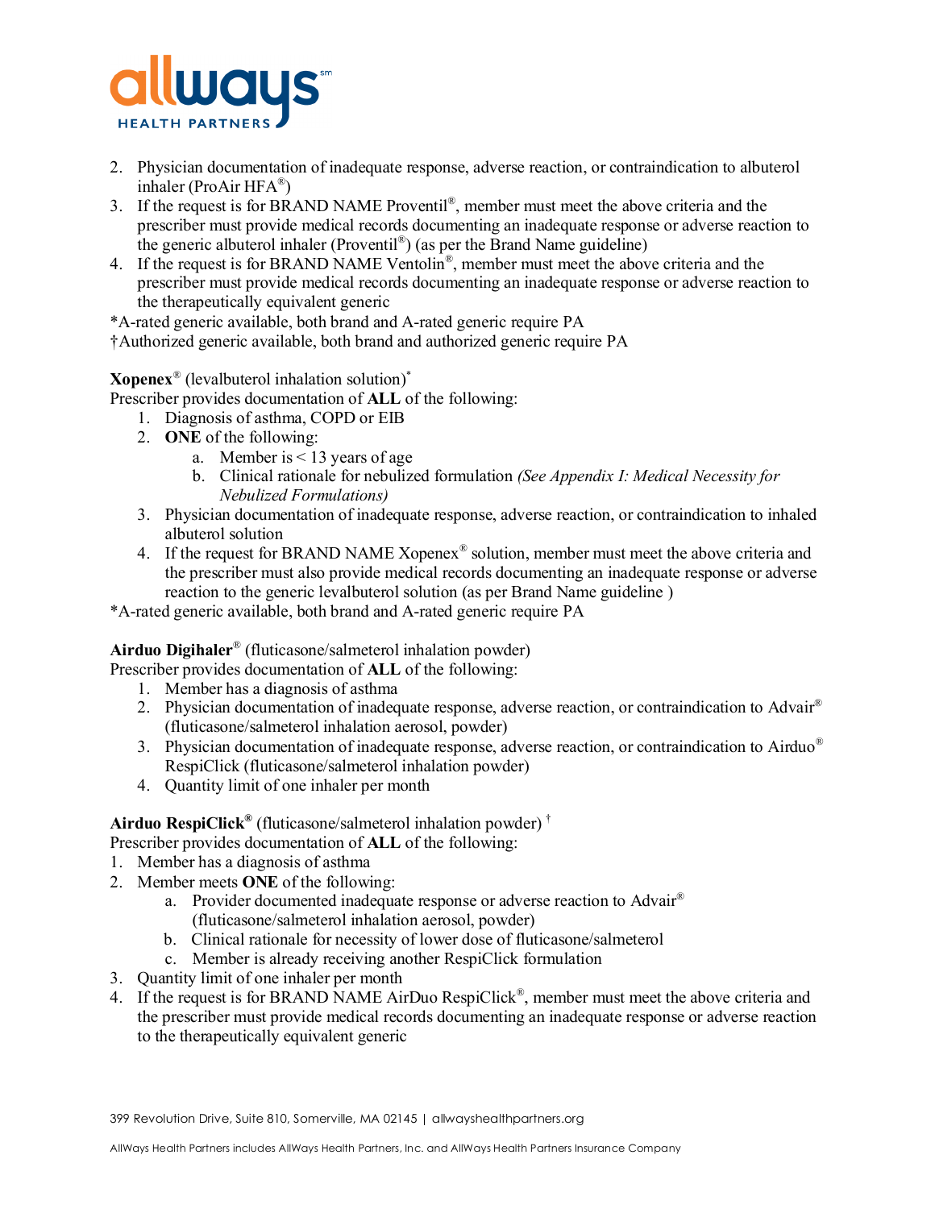2. Physician documentation of inadequate response, adverse reaction, or contraindication to albuterol inhaler (ProAir HFA®)
3. If the request is for BRAND NAME Proventil®, member must meet the above criteria and the prescriber must provide medical records documenting an inadequate response or adverse reaction to the generic albuterol inhaler (Proventil®) (as per the Brand Name guideline)
4. If the request is for BRAND NAME Ventolin®, member must meet the above criteria and the prescriber must provide medical records documenting an inadequate response or adverse reaction to the therapeutically equivalent generic

*A-rated generic available, both brand and A-rated generic require PA
†Authorized generic available, both brand and authorized generic require PA

**Xopenex**® (levalbuterol inhalation solution)*
Prescriber provides documentation of **ALL** of the following:

1. Diagnosis of asthma, COPD or EIB
2. **ONE** of the following:
   a. Member is < 13 years of age
   b. Clinical rationale for nebulized formulation *(See Appendix I: Medical Necessity for Nebulized Formulations)*
3. Physician documentation of inadequate response, adverse reaction, or contraindication to inhaled albuterol solution
4. If the request for BRAND NAME Xopenex® solution, member must meet the above criteria and the prescriber must also provide medical records documenting an inadequate response or adverse reaction to the generic levalbuterol solution (as per Brand Name guideline )

*A-rated generic available, both brand and A-rated generic require PA

**Airduo Digihaler**® (fluticasone/salmeterol inhalation powder)
Prescriber provides documentation of **ALL** of the following:

1. Member has a diagnosis of asthma
2. Physician documentation of inadequate response, adverse reaction, or contraindication to Advair® (fluticasone/salmeterol inhalation aerosol, powder)
3. Physician documentation of inadequate response, adverse reaction, or contraindication to Airduo® RespiClick (fluticasone/salmeterol inhalation powder)
4. Quantity limit of one inhaler per month

**Airduo RespiClick®** (fluticasone/salmeterol inhalation powder) †
Prescriber provides documentation of **ALL** of the following:

1. Member has a diagnosis of asthma
2. Member meets **ONE** of the following:
   a. Provider documented inadequate response or adverse reaction to Advair® (fluticasone/salmeterol inhalation aerosol, powder)
   b. Clinical rationale for necessity of lower dose of fluticasone/salmeterol
   c. Member is already receiving another RespiClick formulation
3. Quantity limit of one inhaler per month
4. If the request is for BRAND NAME AirDuo RespiClick®, member must meet the above criteria and the prescriber must provide medical records documenting an inadequate response or adverse reaction to the therapeutically equivalent generic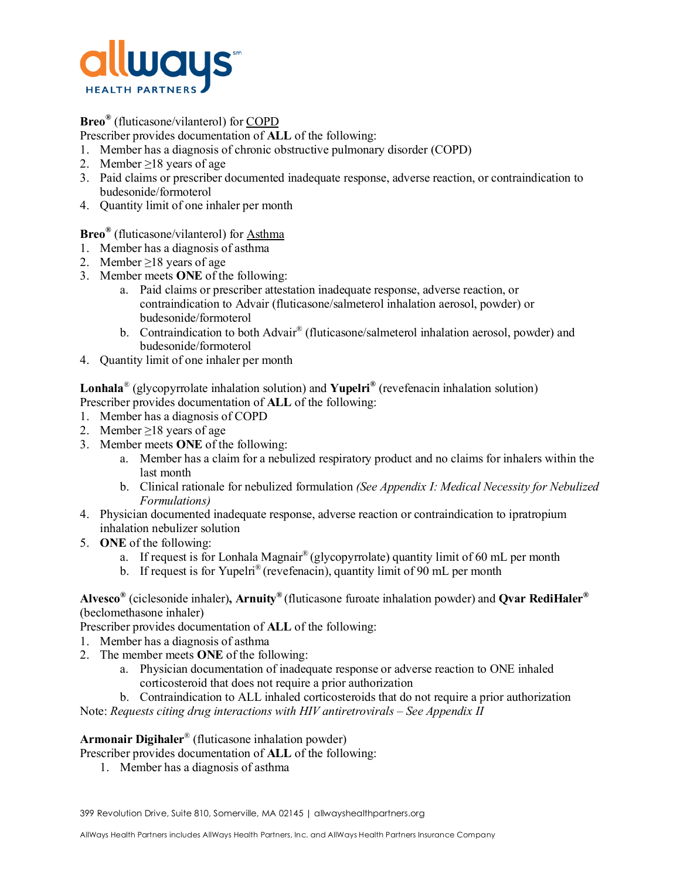**Breo®** (fluticasone/vilanterol) for COPD

Prescriber provides documentation of **ALL** of the following:

1. Member has a diagnosis of chronic obstructive pulmonary disorder (COPD)
2. Member ≥18 years of age
3. Paid claims or prescriber documented inadequate response, adverse reaction, or contraindication to budesonide/formoterol
4. Quantity limit of one inhaler per month

**Breo®** (fluticasone/vilanterol) for Asthma

1. Member has a diagnosis of asthma
2. Member ≥18 years of age
3. Member meets **ONE** of the following:
    a. Paid claims or prescriber attestation inadequate response, adverse reaction, or contraindication to Advair (fluticasone/salmeterol inhalation aerosol, powder) or budesonide/formoterol
    b. Contraindication to both Advair® (fluticasone/salmeterol inhalation aerosol, powder) and budesonide/formoterol
4. Quantity limit of one inhaler per month

**Lonhala®** (glycopyrrolate inhalation solution) and **Yupelri®** (revefenacin inhalation solution)

Prescriber provides documentation of **ALL** of the following:

1. Member has a diagnosis of COPD
2. Member ≥18 years of age
3. Member meets **ONE** of the following:
    a. Member has a claim for a nebulized respiratory product and no claims for inhalers within the last month
    b. Clinical rationale for nebulized formulation *(See Appendix I: Medical Necessity for Nebulized Formulations)*
4. Physician documented inadequate response, adverse reaction or contraindication to ipratropium inhalation nebulizer solution
5. **ONE** of the following:
    a. If request is for Lonhala Magnair® (glycopyrrolate) quantity limit of 60 mL per month
    b. If request is for Yupelri® (revefenacin), quantity limit of 90 mL per month

**Alvesco®** (ciclesonide inhaler)**, Arnuity®** (fluticasone furoate inhalation powder) and **Qvar RediHaler®** (beclomethasone inhaler)

Prescriber provides documentation of **ALL** of the following:

1. Member has a diagnosis of asthma
2. The member meets **ONE** of the following:
    a. Physician documentation of inadequate response or adverse reaction to ONE inhaled corticosteroid that does not require a prior authorization
    b. Contraindication to ALL inhaled corticosteroids that do not require a prior authorization

Note: *Requests citing drug interactions with HIV antiretrovirals – See Appendix II*

**Armonair Digihaler®** (fluticasone inhalation powder)

Prescriber provides documentation of **ALL** of the following:

1. Member has a diagnosis of asthma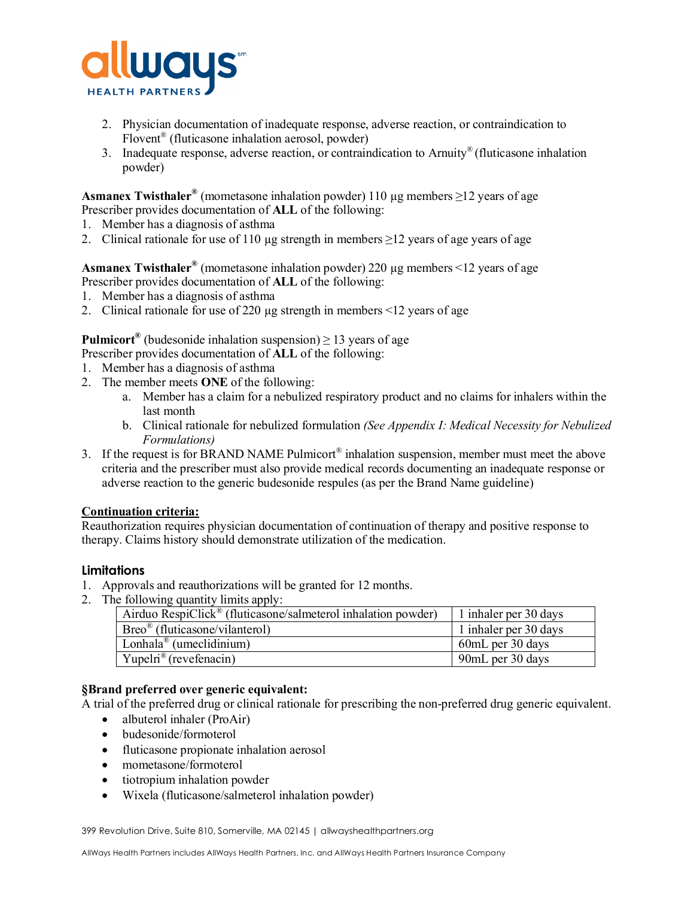2. Physician documentation of inadequate response, adverse reaction, or contraindication to Flovent® (fluticasone inhalation aerosol, powder)
3. Inadequate response, adverse reaction, or contraindication to Arnuity® (fluticasone inhalation powder)

**Asmanex Twisthaler®** (mometasone inhalation powder) 110 µg members ≥12 years of age
Prescriber provides documentation of **ALL** of the following:

1. Member has a diagnosis of asthma
2. Clinical rationale for use of 110 µg strength in members ≥12 years of age years of age

**Asmanex Twisthaler®** (mometasone inhalation powder) 220 µg members <12 years of age
Prescriber provides documentation of **ALL** of the following:

1. Member has a diagnosis of asthma
2. Clinical rationale for use of 220 µg strength in members <12 years of age

**Pulmicort®** (budesonide inhalation suspension) ≥ 13 years of age
Prescriber provides documentation of **ALL** of the following:

1. Member has a diagnosis of asthma
2. The member meets **ONE** of the following:
   a. Member has a claim for a nebulized respiratory product and no claims for inhalers within the last month
   b. Clinical rationale for nebulized formulation *(See Appendix I: Medical Necessity for Nebulized Formulations)*
3. If the request is for BRAND NAME Pulmicort® inhalation suspension, member must meet the above criteria and the prescriber must also provide medical records documenting an inadequate response or adverse reaction to the generic budesonide respules (as per the Brand Name guideline)

**Continuation criteria:**

Reauthorization requires physician documentation of continuation of therapy and positive response to therapy. Claims history should demonstrate utilization of the medication.

## Limitations

1. Approvals and reauthorizations will be granted for 12 months.
2. The following quantity limits apply:

| Drug | Quantity limit |
|---|---|
| Airduo RespiClick® (fluticasone/salmeterol inhalation powder) | 1 inhaler per 30 days |
| Breo® (fluticasone/vilanterol) | 1 inhaler per 30 days |
| Lonhala® (umeclidinium) | 60mL per 30 days |
| Yupelri® (revefenacin) | 90mL per 30 days |

**§Brand preferred over generic equivalent:**

A trial of the preferred drug or clinical rationale for prescribing the non-preferred drug generic equivalent.

- albuterol inhaler (ProAir)
- budesonide/formoterol
- fluticasone propionate inhalation aerosol
- mometasone/formoterol
- tiotropium inhalation powder
- Wixela (fluticasone/salmeterol inhalation powder)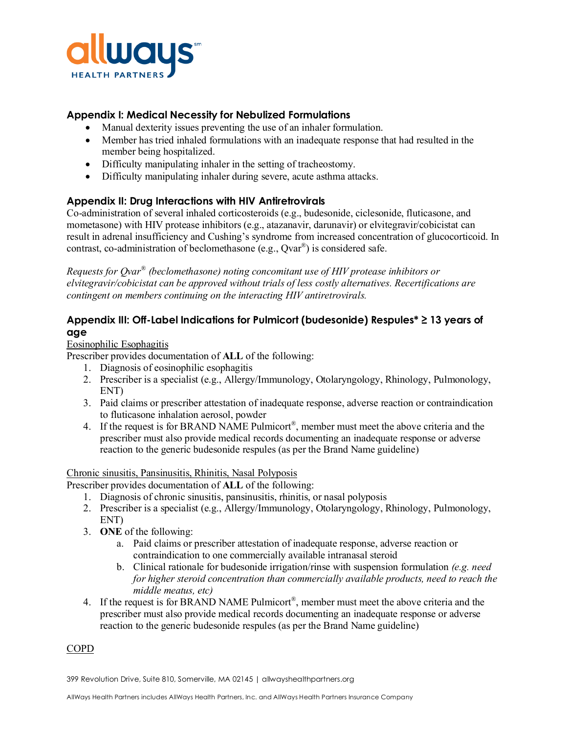## Appendix I: Medical Necessity for Nebulized Formulations

- Manual dexterity issues preventing the use of an inhaler formulation.
- Member has tried inhaled formulations with an inadequate response that had resulted in the member being hospitalized.
- Difficulty manipulating inhaler in the setting of tracheostomy.
- Difficulty manipulating inhaler during severe, acute asthma attacks.

## Appendix II: Drug Interactions with HIV Antiretrovirals

Co-administration of several inhaled corticosteroids (e.g., budesonide, ciclesonide, fluticasone, and mometasone) with HIV protease inhibitors (e.g., atazanavir, darunavir) or elvitegravir/cobicistat can result in adrenal insufficiency and Cushing's syndrome from increased concentration of glucocorticoid. In contrast, co-administration of beclomethasone (e.g., Qvar®) is considered safe.

*Requests for Qvar® (beclomethasone) noting concomitant use of HIV protease inhibitors or elvitegravir/cobicistat can be approved without trials of less costly alternatives. Recertifications are contingent on members continuing on the interacting HIV antiretrovirals.*

## Appendix III: Off-Label Indications for Pulmicort (budesonide) Respules* ≥ 13 years of age

<u>Eosinophilic Esophagitis</u>

Prescriber provides documentation of **ALL** of the following:

1. Diagnosis of eosinophilic esophagitis
2. Prescriber is a specialist (e.g., Allergy/Immunology, Otolaryngology, Rhinology, Pulmonology, ENT)
3. Paid claims or prescriber attestation of inadequate response, adverse reaction or contraindication to fluticasone inhalation aerosol, powder
4. If the request is for BRAND NAME Pulmicort®, member must meet the above criteria and the prescriber must also provide medical records documenting an inadequate response or adverse reaction to the generic budesonide respules (as per the Brand Name guideline)

<u>Chronic sinusitis, Pansinusitis, Rhinitis, Nasal Polyposis</u>

Prescriber provides documentation of **ALL** of the following:

1. Diagnosis of chronic sinusitis, pansinusitis, rhinitis, or nasal polyposis
2. Prescriber is a specialist (e.g., Allergy/Immunology, Otolaryngology, Rhinology, Pulmonology, ENT)
3. **ONE** of the following:
   a. Paid claims or prescriber attestation of inadequate response, adverse reaction or contraindication to one commercially available intranasal steroid
   b. Clinical rationale for budesonide irrigation/rinse with suspension formulation *(e.g. need for higher steroid concentration than commercially available products, need to reach the middle meatus, etc)*
4. If the request is for BRAND NAME Pulmicort®, member must meet the above criteria and the prescriber must also provide medical records documenting an inadequate response or adverse reaction to the generic budesonide respules (as per the Brand Name guideline)

<u>COPD</u>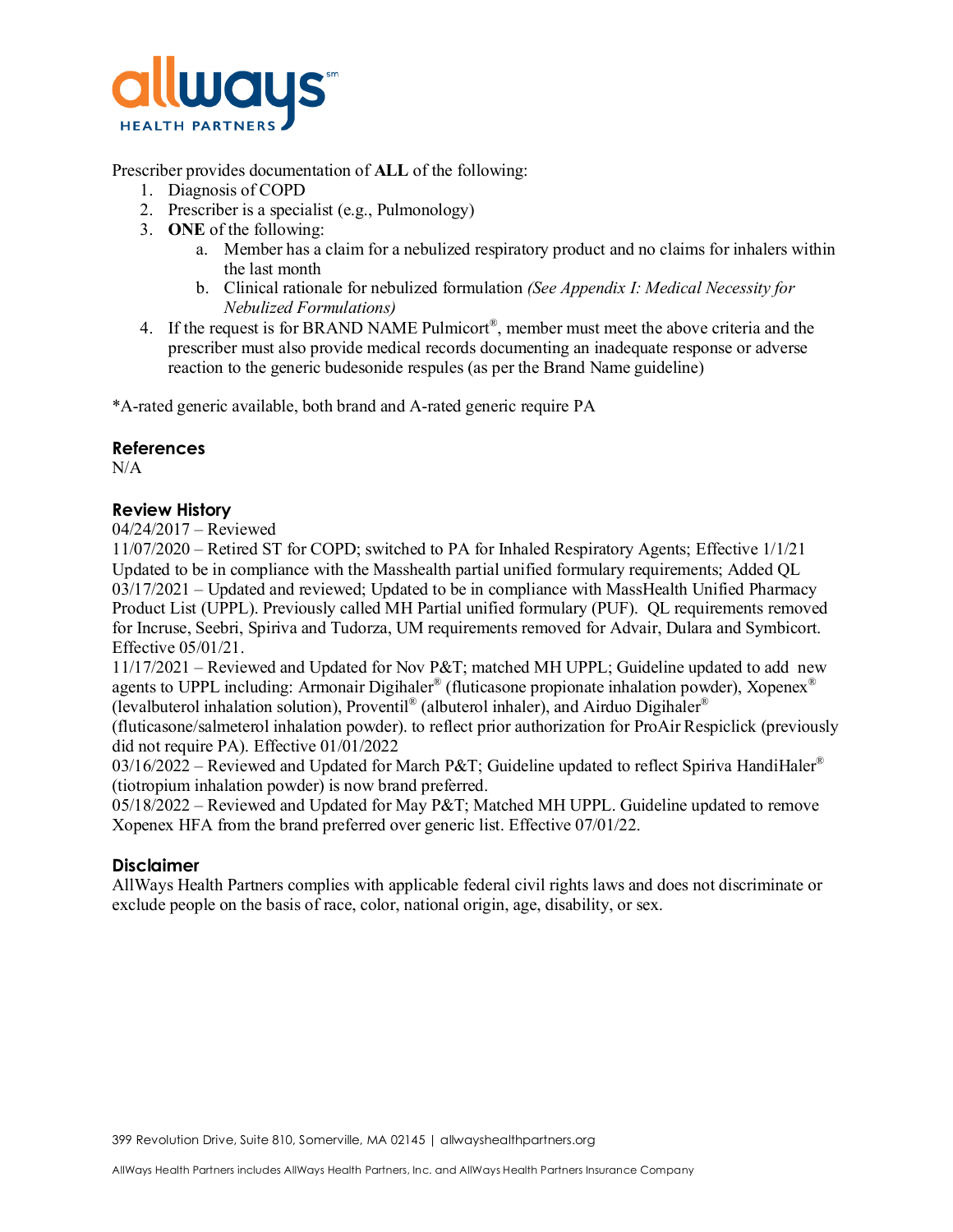Prescriber provides documentation of **ALL** of the following:

1. Diagnosis of COPD
2. Prescriber is a specialist (e.g., Pulmonology)
3. **ONE** of the following:
    a. Member has a claim for a nebulized respiratory product and no claims for inhalers within the last month
    b. Clinical rationale for nebulized formulation *(See Appendix I: Medical Necessity for Nebulized Formulations)*
4. If the request is for BRAND NAME Pulmicort®, member must meet the above criteria and the prescriber must also provide medical records documenting an inadequate response or adverse reaction to the generic budesonide respules (as per the Brand Name guideline)

*A-rated generic available, both brand and A-rated generic require PA

## References

N/A

## Review History

04/24/2017 – Reviewed

11/07/2020 – Retired ST for COPD; switched to PA for Inhaled Respiratory Agents; Effective 1/1/21 Updated to be in compliance with the Masshealth partial unified formulary requirements; Added QL

03/17/2021 – Updated and reviewed; Updated to be in compliance with MassHealth Unified Pharmacy Product List (UPPL). Previously called MH Partial unified formulary (PUF). QL requirements removed for Incruse, Seebri, Spiriva and Tudorza, UM requirements removed for Advair, Dulara and Symbicort. Effective 05/01/21.

11/17/2021 – Reviewed and Updated for Nov P&T; matched MH UPPL; Guideline updated to add new agents to UPPL including: Armonair Digihaler® (fluticasone propionate inhalation powder), Xopenex® (levalbuterol inhalation solution), Proventil® (albuterol inhaler), and Airduo Digihaler® (fluticasone/salmeterol inhalation powder). to reflect prior authorization for ProAir Respiclick (previously did not require PA). Effective 01/01/2022

03/16/2022 – Reviewed and Updated for March P&T; Guideline updated to reflect Spiriva HandiHaler® (tiotropium inhalation powder) is now brand preferred.

05/18/2022 – Reviewed and Updated for May P&T; Matched MH UPPL. Guideline updated to remove Xopenex HFA from the brand preferred over generic list. Effective 07/01/22.

## Disclaimer

AllWays Health Partners complies with applicable federal civil rights laws and does not discriminate or exclude people on the basis of race, color, national origin, age, disability, or sex.